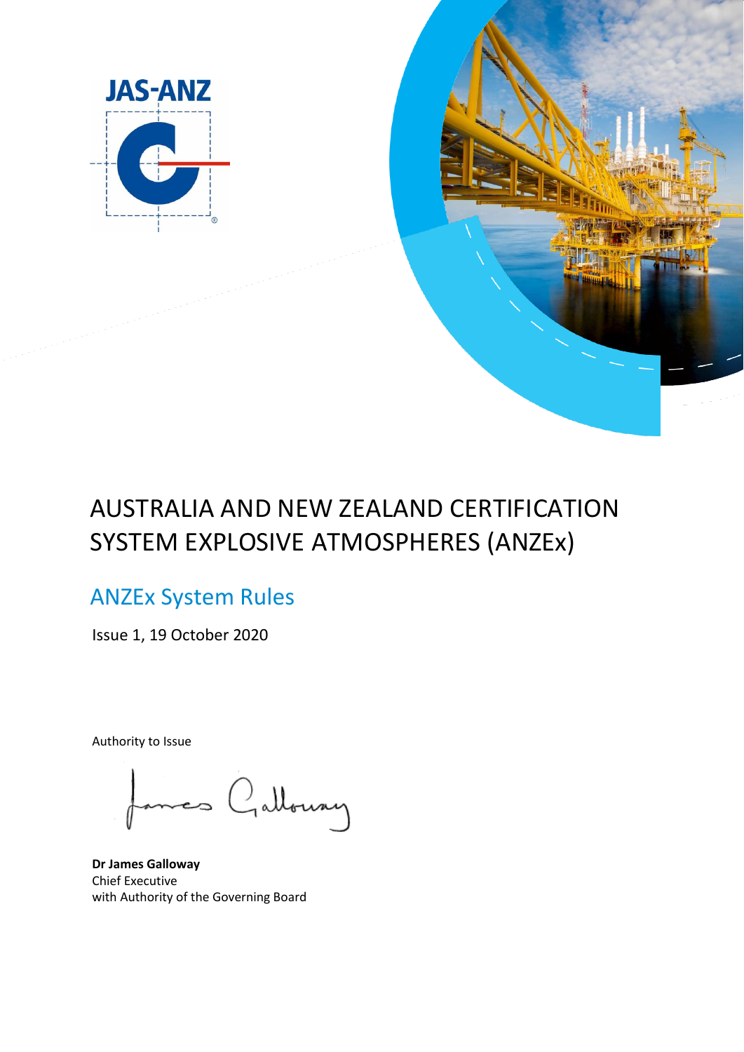JAS-ANZ

# AUSTRALIA AND NEW ZEALAND CERTIFICATION SYSTEM EXPLOSIVE ATMOSPHERES (ANZEx)

## ANZEx System Rules

Issue 1, 19 October 2020

Authority to Issue

**Dr James Galloway**
Chief Executive
with Authority of the Governing Board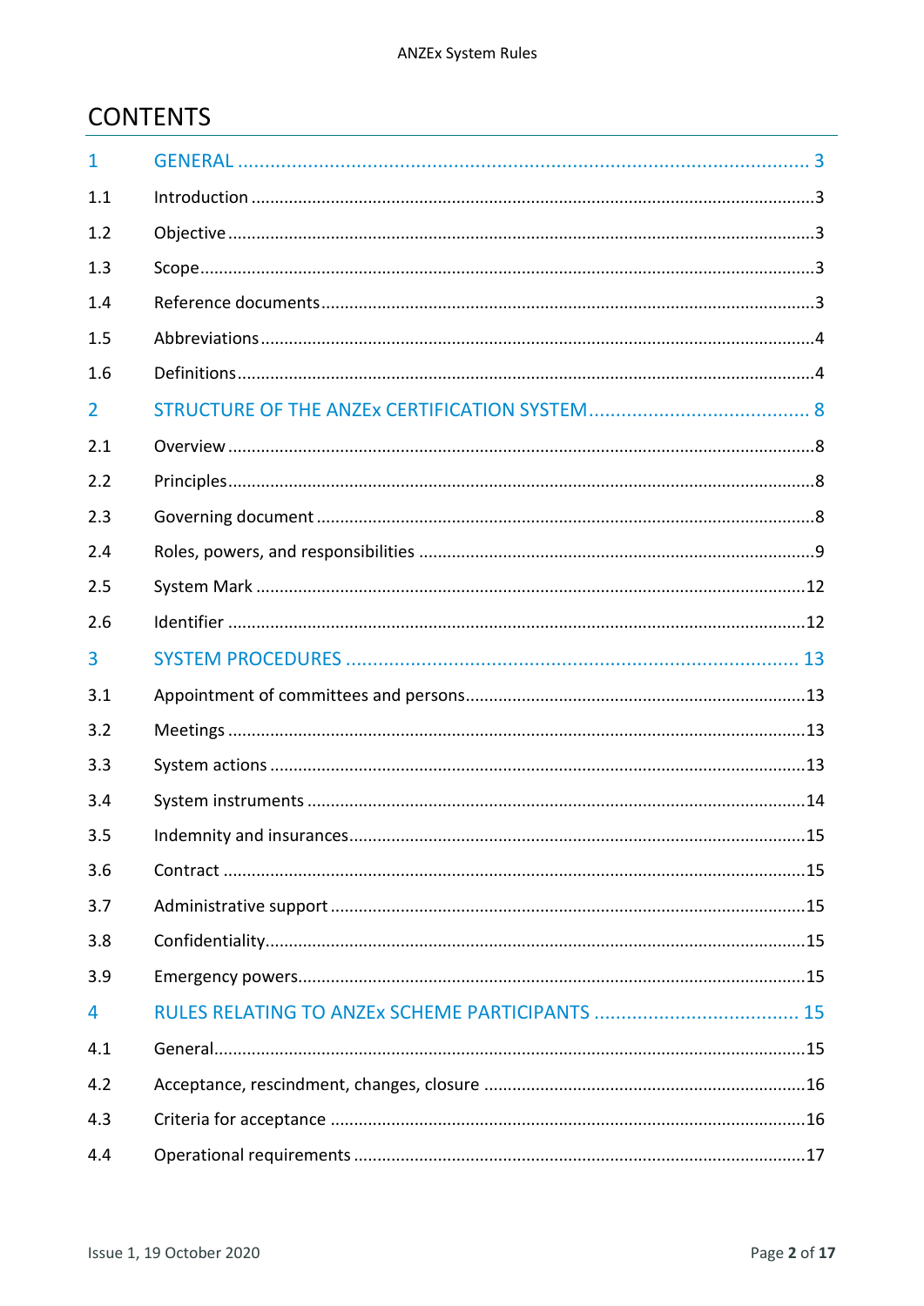# CONTENTS

1 GENERAL ........ 3

1.1 Introduction ........ 3

1.2 Objective ........ 3

1.3 Scope ........ 3

1.4 Reference documents ........ 3

1.5 Abbreviations ........ 4

1.6 Definitions ........ 4

2 STRUCTURE OF THE ANZEx CERTIFICATION SYSTEM ........ 8

2.1 Overview ........ 8

2.2 Principles ........ 8

2.3 Governing document ........ 8

2.4 Roles, powers, and responsibilities ........ 9

2.5 System Mark ........ 12

2.6 Identifier ........ 12

3 SYSTEM PROCEDURES ........ 13

3.1 Appointment of committees and persons ........ 13

3.2 Meetings ........ 13

3.3 System actions ........ 13

3.4 System instruments ........ 14

3.5 Indemnity and insurances ........ 15

3.6 Contract ........ 15

3.7 Administrative support ........ 15

3.8 Confidentiality ........ 15

3.9 Emergency powers ........ 15

4 RULES RELATING TO ANZEx SCHEME PARTICIPANTS ........ 15

4.1 General ........ 15

4.2 Acceptance, rescindment, changes, closure ........ 16

4.3 Criteria for acceptance ........ 16

4.4 Operational requirements ........ 17

Issue 1, 19 October 2020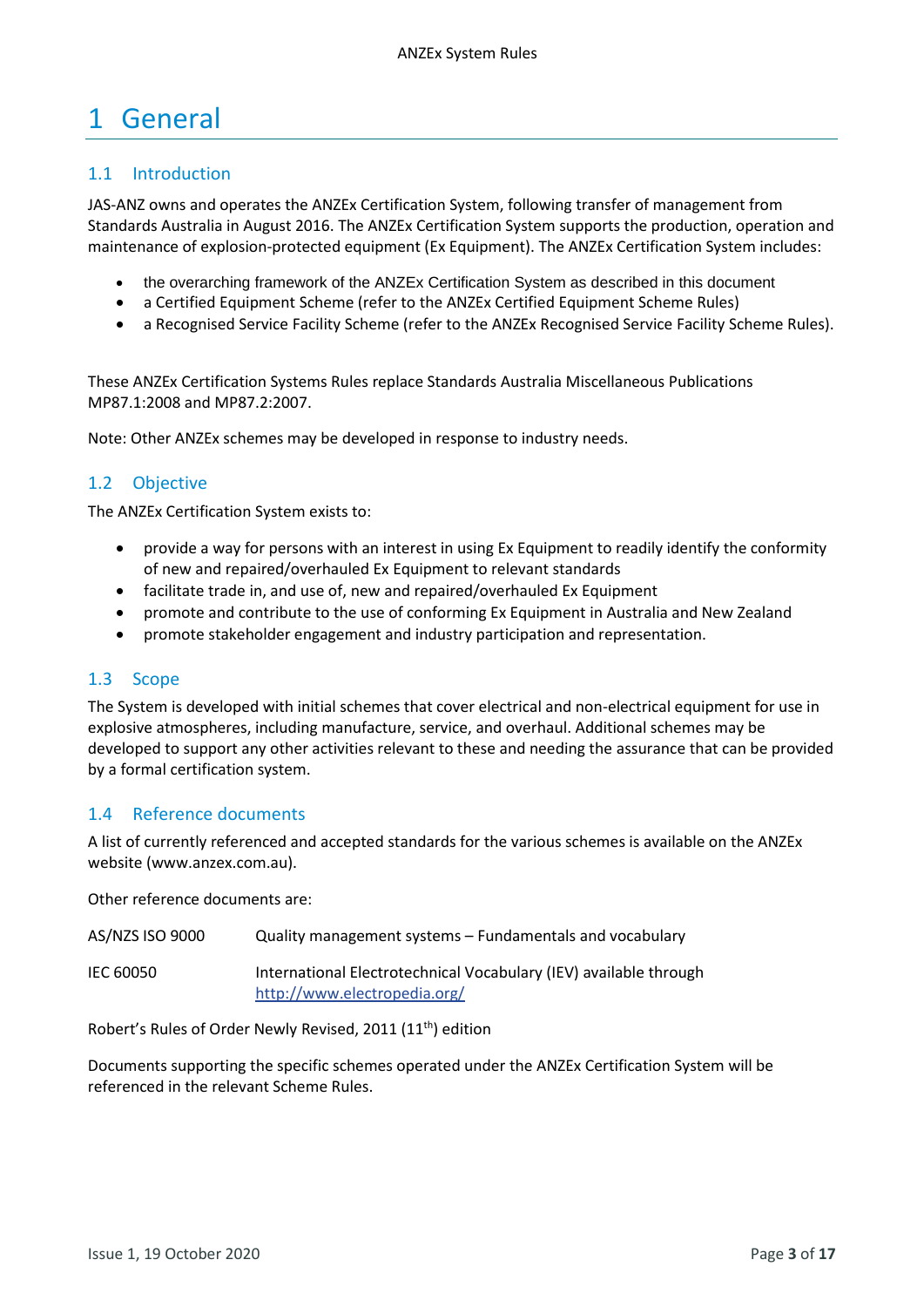# 1 General

## 1.1 Introduction

JAS-ANZ owns and operates the ANZEx Certification System, following transfer of management from Standards Australia in August 2016. The ANZEx Certification System supports the production, operation and maintenance of explosion-protected equipment (Ex Equipment). The ANZEx Certification System includes:

- the overarching framework of the ANZEx Certification System as described in this document
- a Certified Equipment Scheme (refer to the ANZEx Certified Equipment Scheme Rules)
- a Recognised Service Facility Scheme (refer to the ANZEx Recognised Service Facility Scheme Rules).

These ANZEx Certification Systems Rules replace Standards Australia Miscellaneous Publications MP87.1:2008 and MP87.2:2007.

Note: Other ANZEx schemes may be developed in response to industry needs.

## 1.2 Objective

The ANZEx Certification System exists to:

- provide a way for persons with an interest in using Ex Equipment to readily identify the conformity of new and repaired/overhauled Ex Equipment to relevant standards
- facilitate trade in, and use of, new and repaired/overhauled Ex Equipment
- promote and contribute to the use of conforming Ex Equipment in Australia and New Zealand
- promote stakeholder engagement and industry participation and representation.

## 1.3 Scope

The System is developed with initial schemes that cover electrical and non-electrical equipment for use in explosive atmospheres, including manufacture, service, and overhaul. Additional schemes may be developed to support any other activities relevant to these and needing the assurance that can be provided by a formal certification system.

## 1.4 Reference documents

A list of currently referenced and accepted standards for the various schemes is available on the ANZEx website (www.anzex.com.au).

Other reference documents are:

| | |
|---|---|
| AS/NZS ISO 9000 | Quality management systems – Fundamentals and vocabulary |
| IEC 60050 | International Electrotechnical Vocabulary (IEV) available through http://www.electropedia.org/ |

Robert's Rules of Order Newly Revised, 2011 (11th) edition

Documents supporting the specific schemes operated under the ANZEx Certification System will be referenced in the relevant Scheme Rules.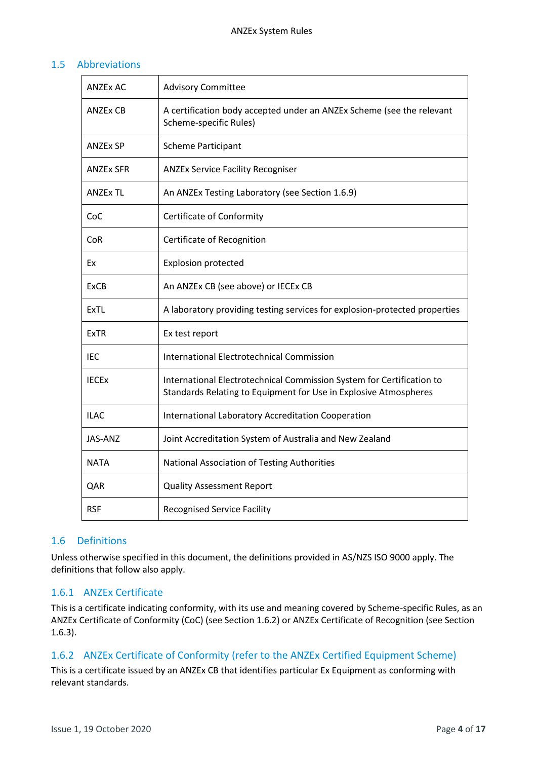## 1.5 Abbreviations

| | |
|---|---|
| ANZEx AC | Advisory Committee |
| ANZEx CB | A certification body accepted under an ANZEx Scheme (see the relevant Scheme-specific Rules) |
| ANZEx SP | Scheme Participant |
| ANZEx SFR | ANZEx Service Facility Recogniser |
| ANZEx TL | An ANZEx Testing Laboratory (see Section 1.6.9) |
| CoC | Certificate of Conformity |
| CoR | Certificate of Recognition |
| Ex | Explosion protected |
| ExCB | An ANZEx CB (see above) or IECEx CB |
| ExTL | A laboratory providing testing services for explosion-protected properties |
| ExTR | Ex test report |
| IEC | International Electrotechnical Commission |
| IECEx | International Electrotechnical Commission System for Certification to Standards Relating to Equipment for Use in Explosive Atmospheres |
| ILAC | International Laboratory Accreditation Cooperation |
| JAS-ANZ | Joint Accreditation System of Australia and New Zealand |
| NATA | National Association of Testing Authorities |
| QAR | Quality Assessment Report |
| RSF | Recognised Service Facility |

## 1.6 Definitions

Unless otherwise specified in this document, the definitions provided in AS/NZS ISO 9000 apply. The definitions that follow also apply.

### 1.6.1 ANZEx Certificate

This is a certificate indicating conformity, with its use and meaning covered by Scheme-specific Rules, as an ANZEx Certificate of Conformity (CoC) (see Section 1.6.2) or ANZEx Certificate of Recognition (see Section 1.6.3).

### 1.6.2 ANZEx Certificate of Conformity (refer to the ANZEx Certified Equipment Scheme)

This is a certificate issued by an ANZEx CB that identifies particular Ex Equipment as conforming with relevant standards.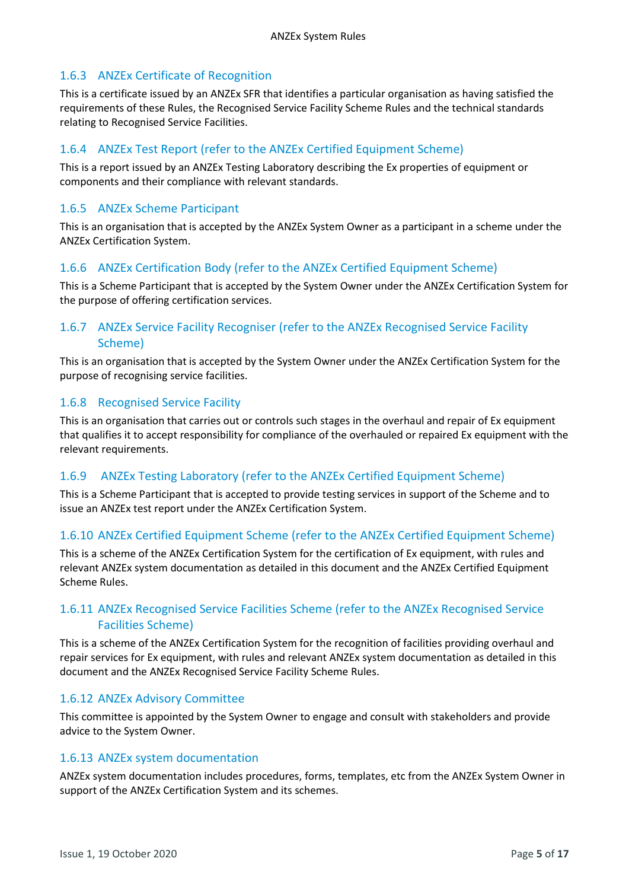### 1.6.3 ANZEx Certificate of Recognition

This is a certificate issued by an ANZEx SFR that identifies a particular organisation as having satisfied the requirements of these Rules, the Recognised Service Facility Scheme Rules and the technical standards relating to Recognised Service Facilities.

### 1.6.4 ANZEx Test Report (refer to the ANZEx Certified Equipment Scheme)

This is a report issued by an ANZEx Testing Laboratory describing the Ex properties of equipment or components and their compliance with relevant standards.

### 1.6.5 ANZEx Scheme Participant

This is an organisation that is accepted by the ANZEx System Owner as a participant in a scheme under the ANZEx Certification System.

### 1.6.6 ANZEx Certification Body (refer to the ANZEx Certified Equipment Scheme)

This is a Scheme Participant that is accepted by the System Owner under the ANZEx Certification System for the purpose of offering certification services.

### 1.6.7 ANZEx Service Facility Recogniser (refer to the ANZEx Recognised Service Facility Scheme)

This is an organisation that is accepted by the System Owner under the ANZEx Certification System for the purpose of recognising service facilities.

### 1.6.8 Recognised Service Facility

This is an organisation that carries out or controls such stages in the overhaul and repair of Ex equipment that qualifies it to accept responsibility for compliance of the overhauled or repaired Ex equipment with the relevant requirements.

### 1.6.9 ANZEx Testing Laboratory (refer to the ANZEx Certified Equipment Scheme)

This is a Scheme Participant that is accepted to provide testing services in support of the Scheme and to issue an ANZEx test report under the ANZEx Certification System.

### 1.6.10 ANZEx Certified Equipment Scheme (refer to the ANZEx Certified Equipment Scheme)

This is a scheme of the ANZEx Certification System for the certification of Ex equipment, with rules and relevant ANZEx system documentation as detailed in this document and the ANZEx Certified Equipment Scheme Rules.

### 1.6.11 ANZEx Recognised Service Facilities Scheme (refer to the ANZEx Recognised Service Facilities Scheme)

This is a scheme of the ANZEx Certification System for the recognition of facilities providing overhaul and repair services for Ex equipment, with rules and relevant ANZEx system documentation as detailed in this document and the ANZEx Recognised Service Facility Scheme Rules.

### 1.6.12 ANZEx Advisory Committee

This committee is appointed by the System Owner to engage and consult with stakeholders and provide advice to the System Owner.

### 1.6.13 ANZEx system documentation

ANZEx system documentation includes procedures, forms, templates, etc from the ANZEx System Owner in support of the ANZEx Certification System and its schemes.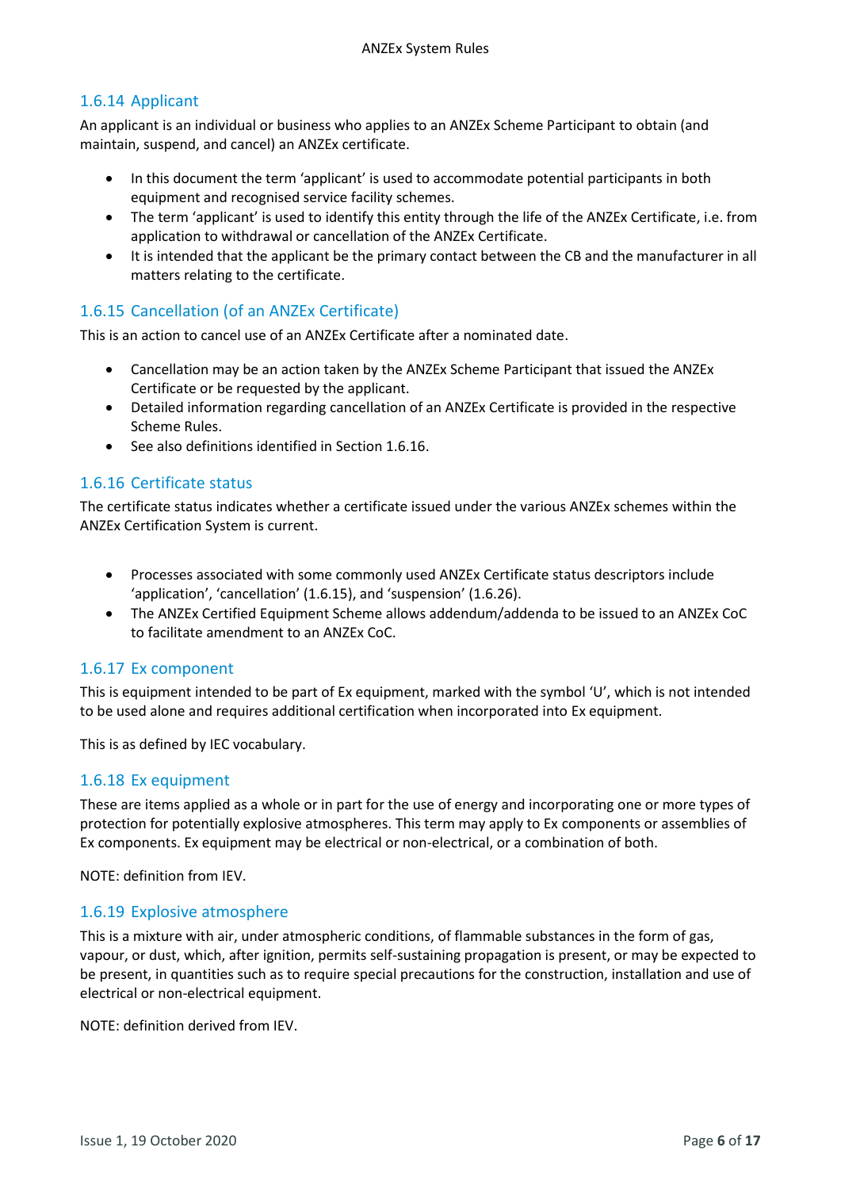### 1.6.14 Applicant

An applicant is an individual or business who applies to an ANZEx Scheme Participant to obtain (and maintain, suspend, and cancel) an ANZEx certificate.

- In this document the term 'applicant' is used to accommodate potential participants in both equipment and recognised service facility schemes.
- The term 'applicant' is used to identify this entity through the life of the ANZEx Certificate, i.e. from application to withdrawal or cancellation of the ANZEx Certificate.
- It is intended that the applicant be the primary contact between the CB and the manufacturer in all matters relating to the certificate.

### 1.6.15 Cancellation (of an ANZEx Certificate)

This is an action to cancel use of an ANZEx Certificate after a nominated date.

- Cancellation may be an action taken by the ANZEx Scheme Participant that issued the ANZEx Certificate or be requested by the applicant.
- Detailed information regarding cancellation of an ANZEx Certificate is provided in the respective Scheme Rules.
- See also definitions identified in Section 1.6.16.

### 1.6.16 Certificate status

The certificate status indicates whether a certificate issued under the various ANZEx schemes within the ANZEx Certification System is current.

- Processes associated with some commonly used ANZEx Certificate status descriptors include 'application', 'cancellation' (1.6.15), and 'suspension' (1.6.26).
- The ANZEx Certified Equipment Scheme allows addendum/addenda to be issued to an ANZEx CoC to facilitate amendment to an ANZEx CoC.

### 1.6.17 Ex component

This is equipment intended to be part of Ex equipment, marked with the symbol 'U', which is not intended to be used alone and requires additional certification when incorporated into Ex equipment.

This is as defined by IEC vocabulary.

### 1.6.18 Ex equipment

These are items applied as a whole or in part for the use of energy and incorporating one or more types of protection for potentially explosive atmospheres. This term may apply to Ex components or assemblies of Ex components. Ex equipment may be electrical or non-electrical, or a combination of both.

NOTE: definition from IEV.

### 1.6.19 Explosive atmosphere

This is a mixture with air, under atmospheric conditions, of flammable substances in the form of gas, vapour, or dust, which, after ignition, permits self-sustaining propagation is present, or may be expected to be present, in quantities such as to require special precautions for the construction, installation and use of electrical or non-electrical equipment.

NOTE: definition derived from IEV.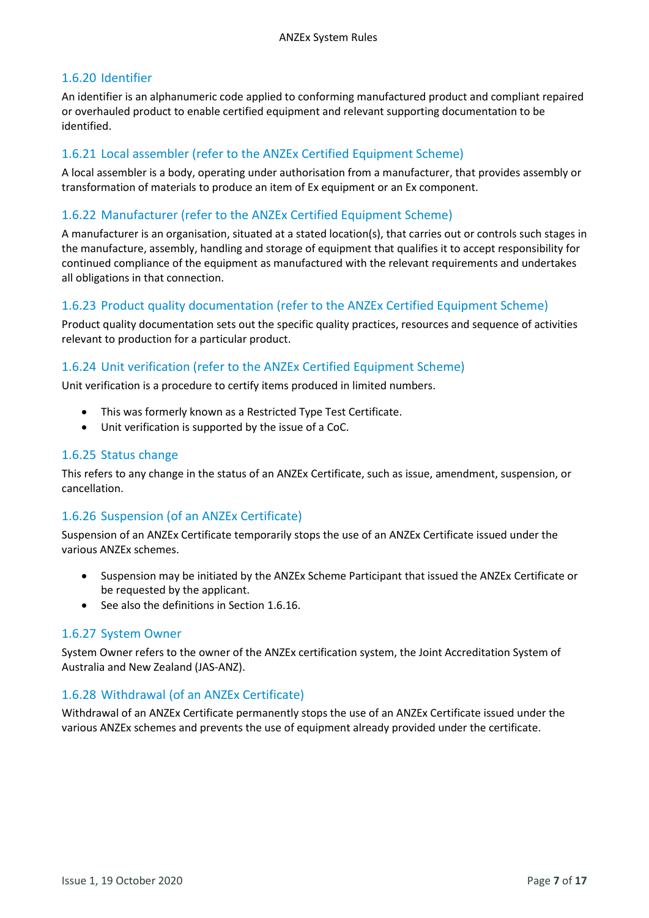### 1.6.20 Identifier

An identifier is an alphanumeric code applied to conforming manufactured product and compliant repaired or overhauled product to enable certified equipment and relevant supporting documentation to be identified.

### 1.6.21 Local assembler (refer to the ANZEx Certified Equipment Scheme)

A local assembler is a body, operating under authorisation from a manufacturer, that provides assembly or transformation of materials to produce an item of Ex equipment or an Ex component.

### 1.6.22 Manufacturer (refer to the ANZEx Certified Equipment Scheme)

A manufacturer is an organisation, situated at a stated location(s), that carries out or controls such stages in the manufacture, assembly, handling and storage of equipment that qualifies it to accept responsibility for continued compliance of the equipment as manufactured with the relevant requirements and undertakes all obligations in that connection.

### 1.6.23 Product quality documentation (refer to the ANZEx Certified Equipment Scheme)

Product quality documentation sets out the specific quality practices, resources and sequence of activities relevant to production for a particular product.

### 1.6.24 Unit verification (refer to the ANZEx Certified Equipment Scheme)

Unit verification is a procedure to certify items produced in limited numbers.

- This was formerly known as a Restricted Type Test Certificate.
- Unit verification is supported by the issue of a CoC.

### 1.6.25 Status change

This refers to any change in the status of an ANZEx Certificate, such as issue, amendment, suspension, or cancellation.

### 1.6.26 Suspension (of an ANZEx Certificate)

Suspension of an ANZEx Certificate temporarily stops the use of an ANZEx Certificate issued under the various ANZEx schemes.

- Suspension may be initiated by the ANZEx Scheme Participant that issued the ANZEx Certificate or be requested by the applicant.
- See also the definitions in Section 1.6.16.

### 1.6.27 System Owner

System Owner refers to the owner of the ANZEx certification system, the Joint Accreditation System of Australia and New Zealand (JAS-ANZ).

### 1.6.28 Withdrawal (of an ANZEx Certificate)

Withdrawal of an ANZEx Certificate permanently stops the use of an ANZEx Certificate issued under the various ANZEx schemes and prevents the use of equipment already provided under the certificate.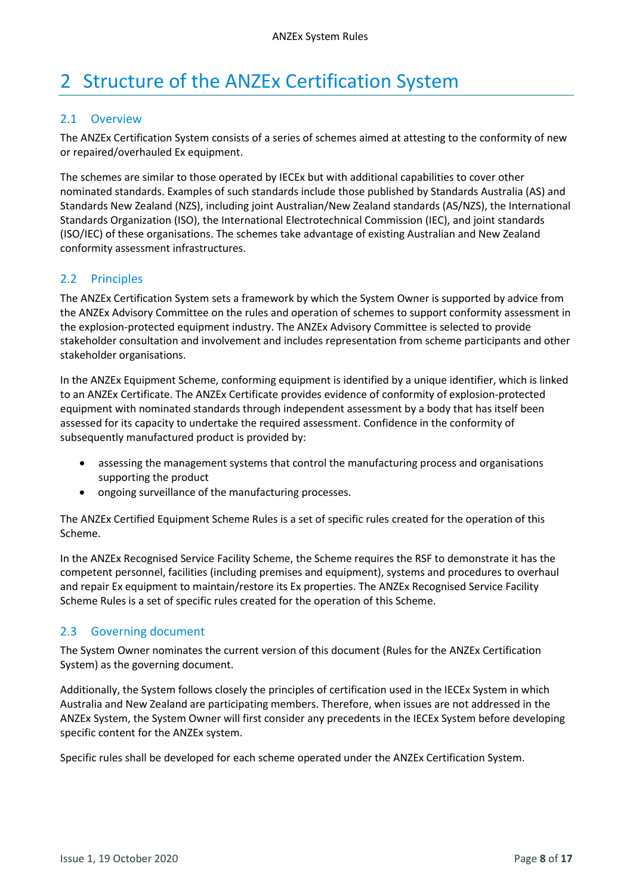# 2 Structure of the ANZEx Certification System

## 2.1 Overview

The ANZEx Certification System consists of a series of schemes aimed at attesting to the conformity of new or repaired/overhauled Ex equipment.

The schemes are similar to those operated by IECEx but with additional capabilities to cover other nominated standards. Examples of such standards include those published by Standards Australia (AS) and Standards New Zealand (NZS), including joint Australian/New Zealand standards (AS/NZS), the International Standards Organization (ISO), the International Electrotechnical Commission (IEC), and joint standards (ISO/IEC) of these organisations. The schemes take advantage of existing Australian and New Zealand conformity assessment infrastructures.

## 2.2 Principles

The ANZEx Certification System sets a framework by which the System Owner is supported by advice from the ANZEx Advisory Committee on the rules and operation of schemes to support conformity assessment in the explosion-protected equipment industry. The ANZEx Advisory Committee is selected to provide stakeholder consultation and involvement and includes representation from scheme participants and other stakeholder organisations.

In the ANZEx Equipment Scheme, conforming equipment is identified by a unique identifier, which is linked to an ANZEx Certificate. The ANZEx Certificate provides evidence of conformity of explosion-protected equipment with nominated standards through independent assessment by a body that has itself been assessed for its capacity to undertake the required assessment. Confidence in the conformity of subsequently manufactured product is provided by:

- assessing the management systems that control the manufacturing process and organisations supporting the product
- ongoing surveillance of the manufacturing processes.

The ANZEx Certified Equipment Scheme Rules is a set of specific rules created for the operation of this Scheme.

In the ANZEx Recognised Service Facility Scheme, the Scheme requires the RSF to demonstrate it has the competent personnel, facilities (including premises and equipment), systems and procedures to overhaul and repair Ex equipment to maintain/restore its Ex properties. The ANZEx Recognised Service Facility Scheme Rules is a set of specific rules created for the operation of this Scheme.

## 2.3 Governing document

The System Owner nominates the current version of this document (Rules for the ANZEx Certification System) as the governing document.

Additionally, the System follows closely the principles of certification used in the IECEx System in which Australia and New Zealand are participating members. Therefore, when issues are not addressed in the ANZEx System, the System Owner will first consider any precedents in the IECEx System before developing specific content for the ANZEx system.

Specific rules shall be developed for each scheme operated under the ANZEx Certification System.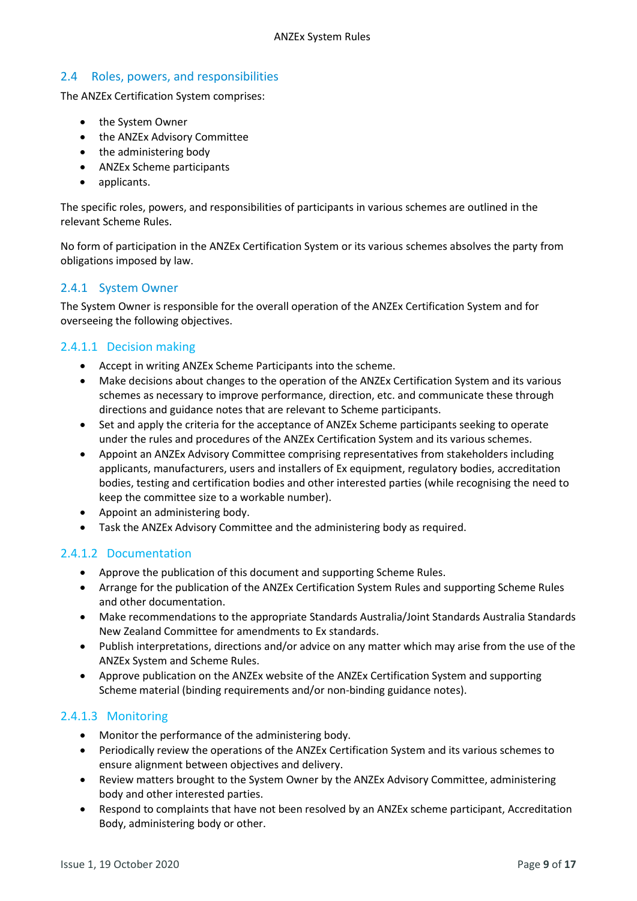## 2.4 Roles, powers, and responsibilities

The ANZEx Certification System comprises:

- the System Owner
- the ANZEx Advisory Committee
- the administering body
- ANZEx Scheme participants
- applicants.

The specific roles, powers, and responsibilities of participants in various schemes are outlined in the relevant Scheme Rules.

No form of participation in the ANZEx Certification System or its various schemes absolves the party from obligations imposed by law.

### 2.4.1 System Owner

The System Owner is responsible for the overall operation of the ANZEx Certification System and for overseeing the following objectives.

#### 2.4.1.1 Decision making

- Accept in writing ANZEx Scheme Participants into the scheme.
- Make decisions about changes to the operation of the ANZEx Certification System and its various schemes as necessary to improve performance, direction, etc. and communicate these through directions and guidance notes that are relevant to Scheme participants.
- Set and apply the criteria for the acceptance of ANZEx Scheme participants seeking to operate under the rules and procedures of the ANZEx Certification System and its various schemes.
- Appoint an ANZEx Advisory Committee comprising representatives from stakeholders including applicants, manufacturers, users and installers of Ex equipment, regulatory bodies, accreditation bodies, testing and certification bodies and other interested parties (while recognising the need to keep the committee size to a workable number).
- Appoint an administering body.
- Task the ANZEx Advisory Committee and the administering body as required.

#### 2.4.1.2 Documentation

- Approve the publication of this document and supporting Scheme Rules.
- Arrange for the publication of the ANZEx Certification System Rules and supporting Scheme Rules and other documentation.
- Make recommendations to the appropriate Standards Australia/Joint Standards Australia Standards New Zealand Committee for amendments to Ex standards.
- Publish interpretations, directions and/or advice on any matter which may arise from the use of the ANZEx System and Scheme Rules.
- Approve publication on the ANZEx website of the ANZEx Certification System and supporting Scheme material (binding requirements and/or non-binding guidance notes).

#### 2.4.1.3 Monitoring

- Monitor the performance of the administering body.
- Periodically review the operations of the ANZEx Certification System and its various schemes to ensure alignment between objectives and delivery.
- Review matters brought to the System Owner by the ANZEx Advisory Committee, administering body and other interested parties.
- Respond to complaints that have not been resolved by an ANZEx scheme participant, Accreditation Body, administering body or other.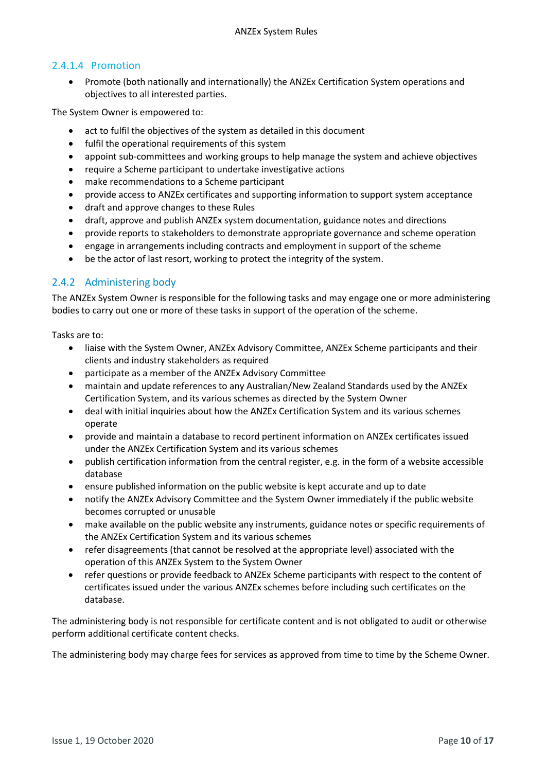#### 2.4.1.4 Promotion

- Promote (both nationally and internationally) the ANZEx Certification System operations and objectives to all interested parties.

The System Owner is empowered to:

- act to fulfil the objectives of the system as detailed in this document
- fulfil the operational requirements of this system
- appoint sub-committees and working groups to help manage the system and achieve objectives
- require a Scheme participant to undertake investigative actions
- make recommendations to a Scheme participant
- provide access to ANZEx certificates and supporting information to support system acceptance
- draft and approve changes to these Rules
- draft, approve and publish ANZEx system documentation, guidance notes and directions
- provide reports to stakeholders to demonstrate appropriate governance and scheme operation
- engage in arrangements including contracts and employment in support of the scheme
- be the actor of last resort, working to protect the integrity of the system.

### 2.4.2 Administering body

The ANZEx System Owner is responsible for the following tasks and may engage one or more administering bodies to carry out one or more of these tasks in support of the operation of the scheme.

Tasks are to:

- liaise with the System Owner, ANZEx Advisory Committee, ANZEx Scheme participants and their clients and industry stakeholders as required
- participate as a member of the ANZEx Advisory Committee
- maintain and update references to any Australian/New Zealand Standards used by the ANZEx Certification System, and its various schemes as directed by the System Owner
- deal with initial inquiries about how the ANZEx Certification System and its various schemes operate
- provide and maintain a database to record pertinent information on ANZEx certificates issued under the ANZEx Certification System and its various schemes
- publish certification information from the central register, e.g. in the form of a website accessible database
- ensure published information on the public website is kept accurate and up to date
- notify the ANZEx Advisory Committee and the System Owner immediately if the public website becomes corrupted or unusable
- make available on the public website any instruments, guidance notes or specific requirements of the ANZEx Certification System and its various schemes
- refer disagreements (that cannot be resolved at the appropriate level) associated with the operation of this ANZEx System to the System Owner
- refer questions or provide feedback to ANZEx Scheme participants with respect to the content of certificates issued under the various ANZEx schemes before including such certificates on the database.

The administering body is not responsible for certificate content and is not obligated to audit or otherwise perform additional certificate content checks.

The administering body may charge fees for services as approved from time to time by the Scheme Owner.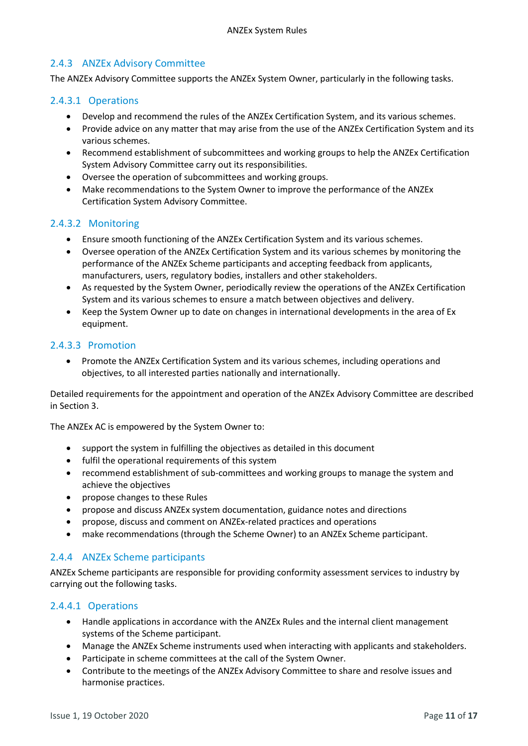### 2.4.3 ANZEx Advisory Committee

The ANZEx Advisory Committee supports the ANZEx System Owner, particularly in the following tasks.

#### 2.4.3.1 Operations

- Develop and recommend the rules of the ANZEx Certification System, and its various schemes.
- Provide advice on any matter that may arise from the use of the ANZEx Certification System and its various schemes.
- Recommend establishment of subcommittees and working groups to help the ANZEx Certification System Advisory Committee carry out its responsibilities.
- Oversee the operation of subcommittees and working groups.
- Make recommendations to the System Owner to improve the performance of the ANZEx Certification System Advisory Committee.

#### 2.4.3.2 Monitoring

- Ensure smooth functioning of the ANZEx Certification System and its various schemes.
- Oversee operation of the ANZEx Certification System and its various schemes by monitoring the performance of the ANZEx Scheme participants and accepting feedback from applicants, manufacturers, users, regulatory bodies, installers and other stakeholders.
- As requested by the System Owner, periodically review the operations of the ANZEx Certification System and its various schemes to ensure a match between objectives and delivery.
- Keep the System Owner up to date on changes in international developments in the area of Ex equipment.

#### 2.4.3.3 Promotion

- Promote the ANZEx Certification System and its various schemes, including operations and objectives, to all interested parties nationally and internationally.

Detailed requirements for the appointment and operation of the ANZEx Advisory Committee are described in Section 3.

The ANZEx AC is empowered by the System Owner to:

- support the system in fulfilling the objectives as detailed in this document
- fulfil the operational requirements of this system
- recommend establishment of sub-committees and working groups to manage the system and achieve the objectives
- propose changes to these Rules
- propose and discuss ANZEx system documentation, guidance notes and directions
- propose, discuss and comment on ANZEx-related practices and operations
- make recommendations (through the Scheme Owner) to an ANZEx Scheme participant.

### 2.4.4 ANZEx Scheme participants

ANZEx Scheme participants are responsible for providing conformity assessment services to industry by carrying out the following tasks.

#### 2.4.4.1 Operations

- Handle applications in accordance with the ANZEx Rules and the internal client management systems of the Scheme participant.
- Manage the ANZEx Scheme instruments used when interacting with applicants and stakeholders.
- Participate in scheme committees at the call of the System Owner.
- Contribute to the meetings of the ANZEx Advisory Committee to share and resolve issues and harmonise practices.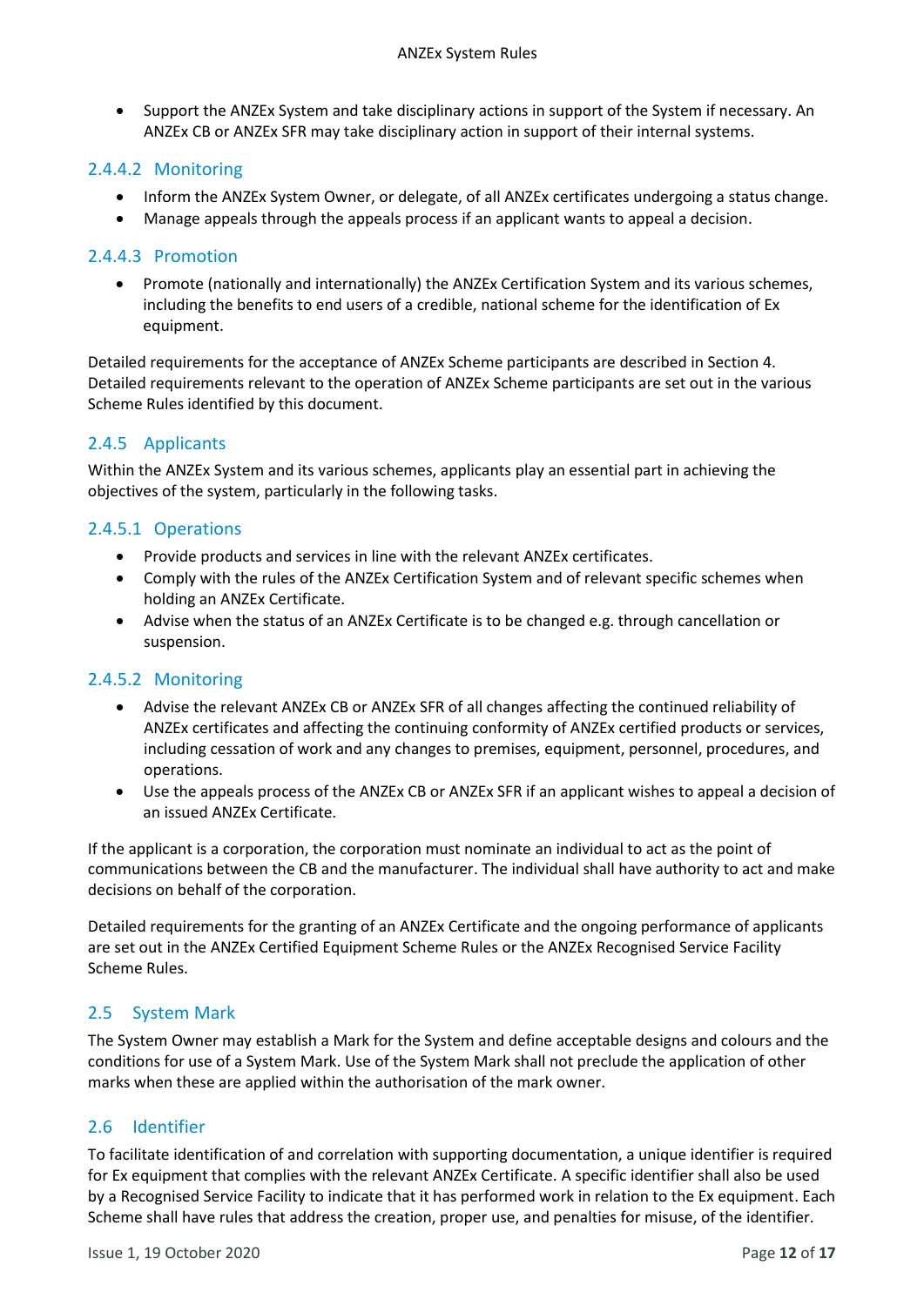- Support the ANZEx System and take disciplinary actions in support of the System if necessary. An ANZEx CB or ANZEx SFR may take disciplinary action in support of their internal systems.

#### 2.4.4.2 Monitoring

- Inform the ANZEx System Owner, or delegate, of all ANZEx certificates undergoing a status change.
- Manage appeals through the appeals process if an applicant wants to appeal a decision.

#### 2.4.4.3 Promotion

- Promote (nationally and internationally) the ANZEx Certification System and its various schemes, including the benefits to end users of a credible, national scheme for the identification of Ex equipment.

Detailed requirements for the acceptance of ANZEx Scheme participants are described in Section 4. Detailed requirements relevant to the operation of ANZEx Scheme participants are set out in the various Scheme Rules identified by this document.

### 2.4.5 Applicants

Within the ANZEx System and its various schemes, applicants play an essential part in achieving the objectives of the system, particularly in the following tasks.

#### 2.4.5.1 Operations

- Provide products and services in line with the relevant ANZEx certificates.
- Comply with the rules of the ANZEx Certification System and of relevant specific schemes when holding an ANZEx Certificate.
- Advise when the status of an ANZEx Certificate is to be changed e.g. through cancellation or suspension.

#### 2.4.5.2 Monitoring

- Advise the relevant ANZEx CB or ANZEx SFR of all changes affecting the continued reliability of ANZEx certificates and affecting the continuing conformity of ANZEx certified products or services, including cessation of work and any changes to premises, equipment, personnel, procedures, and operations.
- Use the appeals process of the ANZEx CB or ANZEx SFR if an applicant wishes to appeal a decision of an issued ANZEx Certificate.

If the applicant is a corporation, the corporation must nominate an individual to act as the point of communications between the CB and the manufacturer. The individual shall have authority to act and make decisions on behalf of the corporation.

Detailed requirements for the granting of an ANZEx Certificate and the ongoing performance of applicants are set out in the ANZEx Certified Equipment Scheme Rules or the ANZEx Recognised Service Facility Scheme Rules.

## 2.5 System Mark

The System Owner may establish a Mark for the System and define acceptable designs and colours and the conditions for use of a System Mark. Use of the System Mark shall not preclude the application of other marks when these are applied within the authorisation of the mark owner.

## 2.6 Identifier

To facilitate identification of and correlation with supporting documentation, a unique identifier is required for Ex equipment that complies with the relevant ANZEx Certificate. A specific identifier shall also be used by a Recognised Service Facility to indicate that it has performed work in relation to the Ex equipment. Each Scheme shall have rules that address the creation, proper use, and penalties for misuse, of the identifier.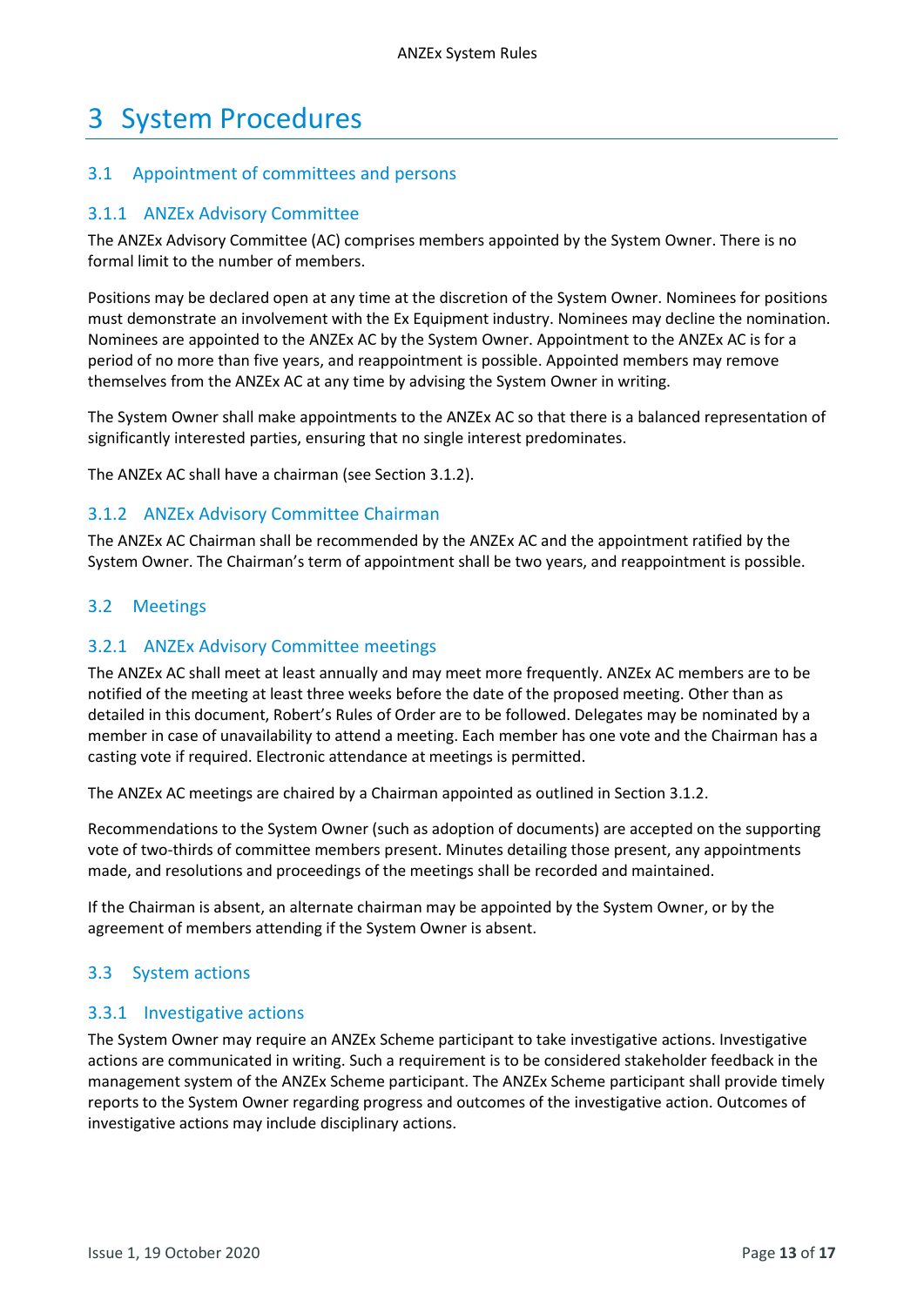# 3 System Procedures

## 3.1 Appointment of committees and persons

### 3.1.1 ANZEx Advisory Committee

The ANZEx Advisory Committee (AC) comprises members appointed by the System Owner. There is no formal limit to the number of members.

Positions may be declared open at any time at the discretion of the System Owner. Nominees for positions must demonstrate an involvement with the Ex Equipment industry. Nominees may decline the nomination. Nominees are appointed to the ANZEx AC by the System Owner. Appointment to the ANZEx AC is for a period of no more than five years, and reappointment is possible. Appointed members may remove themselves from the ANZEx AC at any time by advising the System Owner in writing.

The System Owner shall make appointments to the ANZEx AC so that there is a balanced representation of significantly interested parties, ensuring that no single interest predominates.

The ANZEx AC shall have a chairman (see Section 3.1.2).

### 3.1.2 ANZEx Advisory Committee Chairman

The ANZEx AC Chairman shall be recommended by the ANZEx AC and the appointment ratified by the System Owner. The Chairman's term of appointment shall be two years, and reappointment is possible.

## 3.2 Meetings

### 3.2.1 ANZEx Advisory Committee meetings

The ANZEx AC shall meet at least annually and may meet more frequently. ANZEx AC members are to be notified of the meeting at least three weeks before the date of the proposed meeting. Other than as detailed in this document, Robert's Rules of Order are to be followed. Delegates may be nominated by a member in case of unavailability to attend a meeting. Each member has one vote and the Chairman has a casting vote if required. Electronic attendance at meetings is permitted.

The ANZEx AC meetings are chaired by a Chairman appointed as outlined in Section 3.1.2.

Recommendations to the System Owner (such as adoption of documents) are accepted on the supporting vote of two-thirds of committee members present. Minutes detailing those present, any appointments made, and resolutions and proceedings of the meetings shall be recorded and maintained.

If the Chairman is absent, an alternate chairman may be appointed by the System Owner, or by the agreement of members attending if the System Owner is absent.

## 3.3 System actions

### 3.3.1 Investigative actions

The System Owner may require an ANZEx Scheme participant to take investigative actions. Investigative actions are communicated in writing. Such a requirement is to be considered stakeholder feedback in the management system of the ANZEx Scheme participant. The ANZEx Scheme participant shall provide timely reports to the System Owner regarding progress and outcomes of the investigative action. Outcomes of investigative actions may include disciplinary actions.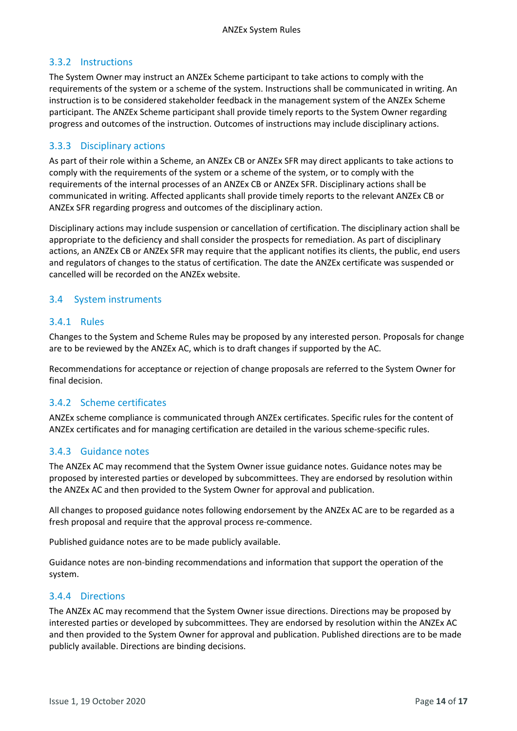### 3.3.2 Instructions

The System Owner may instruct an ANZEx Scheme participant to take actions to comply with the requirements of the system or a scheme of the system. Instructions shall be communicated in writing. An instruction is to be considered stakeholder feedback in the management system of the ANZEx Scheme participant. The ANZEx Scheme participant shall provide timely reports to the System Owner regarding progress and outcomes of the instruction. Outcomes of instructions may include disciplinary actions.

### 3.3.3 Disciplinary actions

As part of their role within a Scheme, an ANZEx CB or ANZEx SFR may direct applicants to take actions to comply with the requirements of the system or a scheme of the system, or to comply with the requirements of the internal processes of an ANZEx CB or ANZEx SFR. Disciplinary actions shall be communicated in writing. Affected applicants shall provide timely reports to the relevant ANZEx CB or ANZEx SFR regarding progress and outcomes of the disciplinary action.

Disciplinary actions may include suspension or cancellation of certification. The disciplinary action shall be appropriate to the deficiency and shall consider the prospects for remediation. As part of disciplinary actions, an ANZEx CB or ANZEx SFR may require that the applicant notifies its clients, the public, end users and regulators of changes to the status of certification. The date the ANZEx certificate was suspended or cancelled will be recorded on the ANZEx website.

## 3.4 System instruments

### 3.4.1 Rules

Changes to the System and Scheme Rules may be proposed by any interested person. Proposals for change are to be reviewed by the ANZEx AC, which is to draft changes if supported by the AC.

Recommendations for acceptance or rejection of change proposals are referred to the System Owner for final decision.

### 3.4.2 Scheme certificates

ANZEx scheme compliance is communicated through ANZEx certificates. Specific rules for the content of ANZEx certificates and for managing certification are detailed in the various scheme-specific rules.

### 3.4.3 Guidance notes

The ANZEx AC may recommend that the System Owner issue guidance notes. Guidance notes may be proposed by interested parties or developed by subcommittees. They are endorsed by resolution within the ANZEx AC and then provided to the System Owner for approval and publication.

All changes to proposed guidance notes following endorsement by the ANZEx AC are to be regarded as a fresh proposal and require that the approval process re-commence.

Published guidance notes are to be made publicly available.

Guidance notes are non-binding recommendations and information that support the operation of the system.

### 3.4.4 Directions

The ANZEx AC may recommend that the System Owner issue directions. Directions may be proposed by interested parties or developed by subcommittees. They are endorsed by resolution within the ANZEx AC and then provided to the System Owner for approval and publication. Published directions are to be made publicly available. Directions are binding decisions.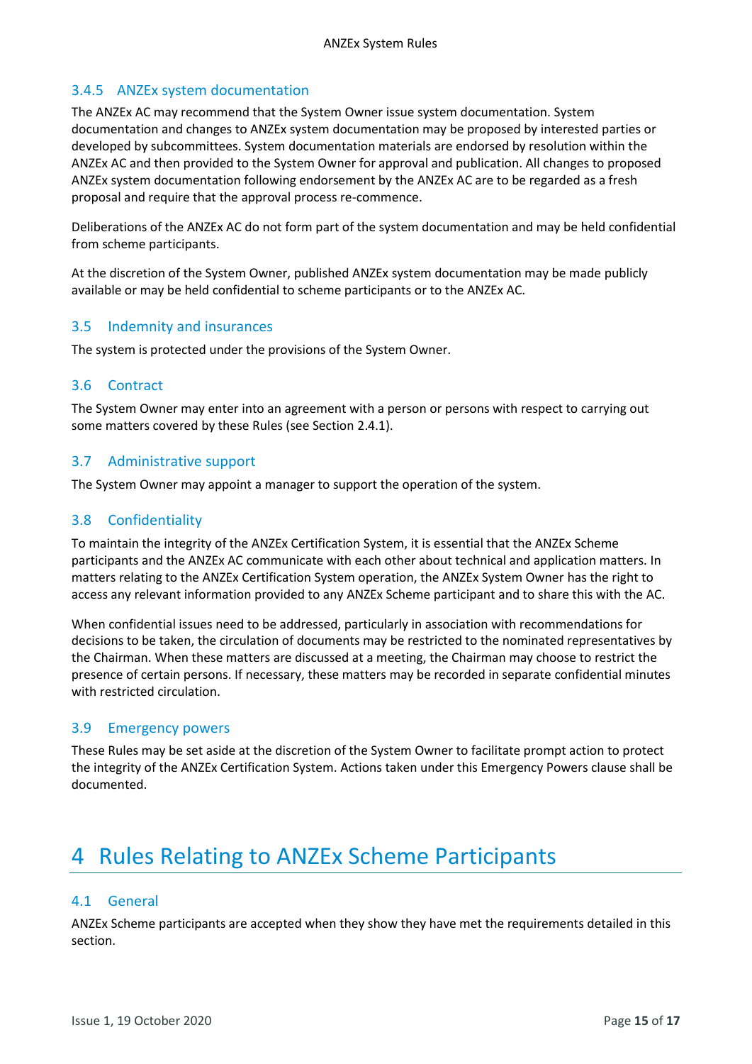### 3.4.5 ANZEx system documentation

The ANZEx AC may recommend that the System Owner issue system documentation. System documentation and changes to ANZEx system documentation may be proposed by interested parties or developed by subcommittees. System documentation materials are endorsed by resolution within the ANZEx AC and then provided to the System Owner for approval and publication. All changes to proposed ANZEx system documentation following endorsement by the ANZEx AC are to be regarded as a fresh proposal and require that the approval process re-commence.

Deliberations of the ANZEx AC do not form part of the system documentation and may be held confidential from scheme participants.

At the discretion of the System Owner, published ANZEx system documentation may be made publicly available or may be held confidential to scheme participants or to the ANZEx AC.

## 3.5 Indemnity and insurances

The system is protected under the provisions of the System Owner.

## 3.6 Contract

The System Owner may enter into an agreement with a person or persons with respect to carrying out some matters covered by these Rules (see Section 2.4.1).

## 3.7 Administrative support

The System Owner may appoint a manager to support the operation of the system.

## 3.8 Confidentiality

To maintain the integrity of the ANZEx Certification System, it is essential that the ANZEx Scheme participants and the ANZEx AC communicate with each other about technical and application matters. In matters relating to the ANZEx Certification System operation, the ANZEx System Owner has the right to access any relevant information provided to any ANZEx Scheme participant and to share this with the AC.

When confidential issues need to be addressed, particularly in association with recommendations for decisions to be taken, the circulation of documents may be restricted to the nominated representatives by the Chairman. When these matters are discussed at a meeting, the Chairman may choose to restrict the presence of certain persons. If necessary, these matters may be recorded in separate confidential minutes with restricted circulation.

## 3.9 Emergency powers

These Rules may be set aside at the discretion of the System Owner to facilitate prompt action to protect the integrity of the ANZEx Certification System. Actions taken under this Emergency Powers clause shall be documented.

# 4 Rules Relating to ANZEx Scheme Participants

## 4.1 General

ANZEx Scheme participants are accepted when they show they have met the requirements detailed in this section.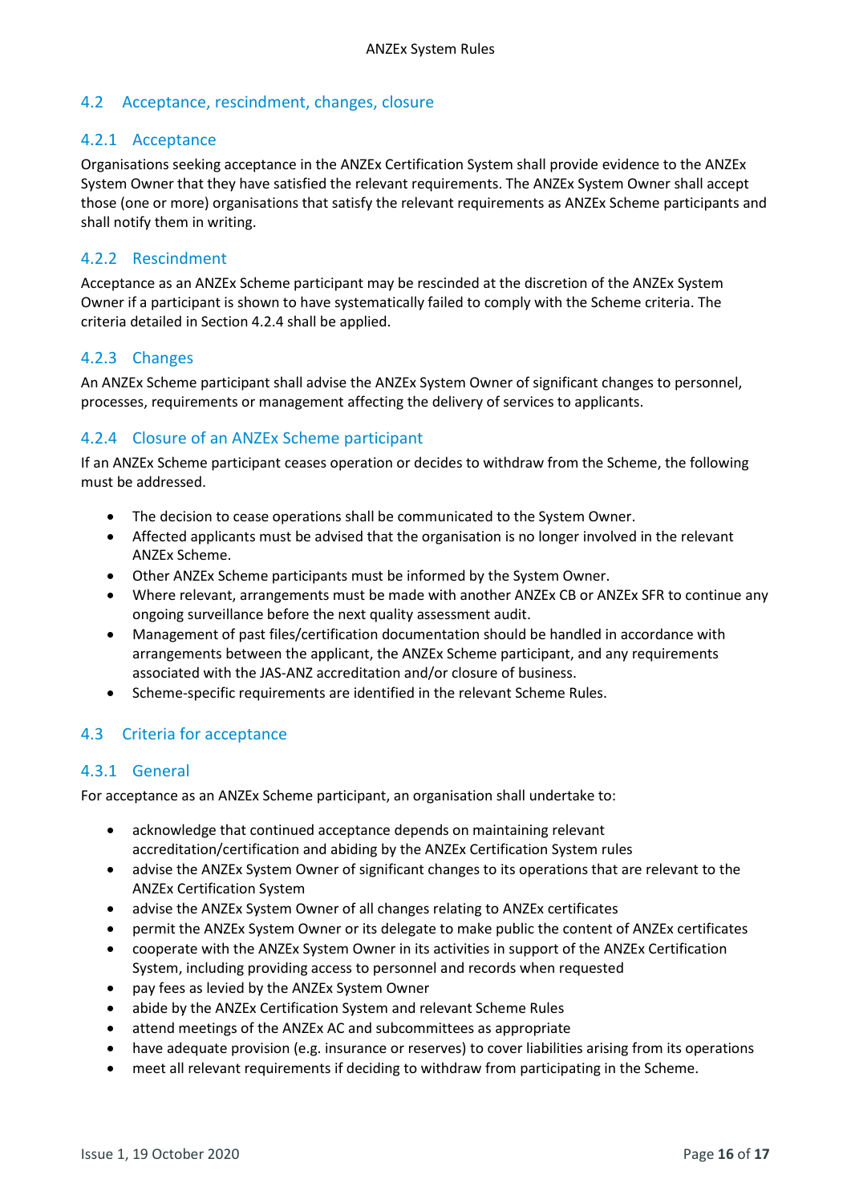## 4.2 Acceptance, rescindment, changes, closure

### 4.2.1 Acceptance

Organisations seeking acceptance in the ANZEx Certification System shall provide evidence to the ANZEx System Owner that they have satisfied the relevant requirements. The ANZEx System Owner shall accept those (one or more) organisations that satisfy the relevant requirements as ANZEx Scheme participants and shall notify them in writing.

### 4.2.2 Rescindment

Acceptance as an ANZEx Scheme participant may be rescinded at the discretion of the ANZEx System Owner if a participant is shown to have systematically failed to comply with the Scheme criteria. The criteria detailed in Section 4.2.4 shall be applied.

### 4.2.3 Changes

An ANZEx Scheme participant shall advise the ANZEx System Owner of significant changes to personnel, processes, requirements or management affecting the delivery of services to applicants.

### 4.2.4 Closure of an ANZEx Scheme participant

If an ANZEx Scheme participant ceases operation or decides to withdraw from the Scheme, the following must be addressed.

- The decision to cease operations shall be communicated to the System Owner.
- Affected applicants must be advised that the organisation is no longer involved in the relevant ANZEx Scheme.
- Other ANZEx Scheme participants must be informed by the System Owner.
- Where relevant, arrangements must be made with another ANZEx CB or ANZEx SFR to continue any ongoing surveillance before the next quality assessment audit.
- Management of past files/certification documentation should be handled in accordance with arrangements between the applicant, the ANZEx Scheme participant, and any requirements associated with the JAS-ANZ accreditation and/or closure of business.
- Scheme-specific requirements are identified in the relevant Scheme Rules.

## 4.3 Criteria for acceptance

### 4.3.1 General

For acceptance as an ANZEx Scheme participant, an organisation shall undertake to:

- acknowledge that continued acceptance depends on maintaining relevant accreditation/certification and abiding by the ANZEx Certification System rules
- advise the ANZEx System Owner of significant changes to its operations that are relevant to the ANZEx Certification System
- advise the ANZEx System Owner of all changes relating to ANZEx certificates
- permit the ANZEx System Owner or its delegate to make public the content of ANZEx certificates
- cooperate with the ANZEx System Owner in its activities in support of the ANZEx Certification System, including providing access to personnel and records when requested
- pay fees as levied by the ANZEx System Owner
- abide by the ANZEx Certification System and relevant Scheme Rules
- attend meetings of the ANZEx AC and subcommittees as appropriate
- have adequate provision (e.g. insurance or reserves) to cover liabilities arising from its operations
- meet all relevant requirements if deciding to withdraw from participating in the Scheme.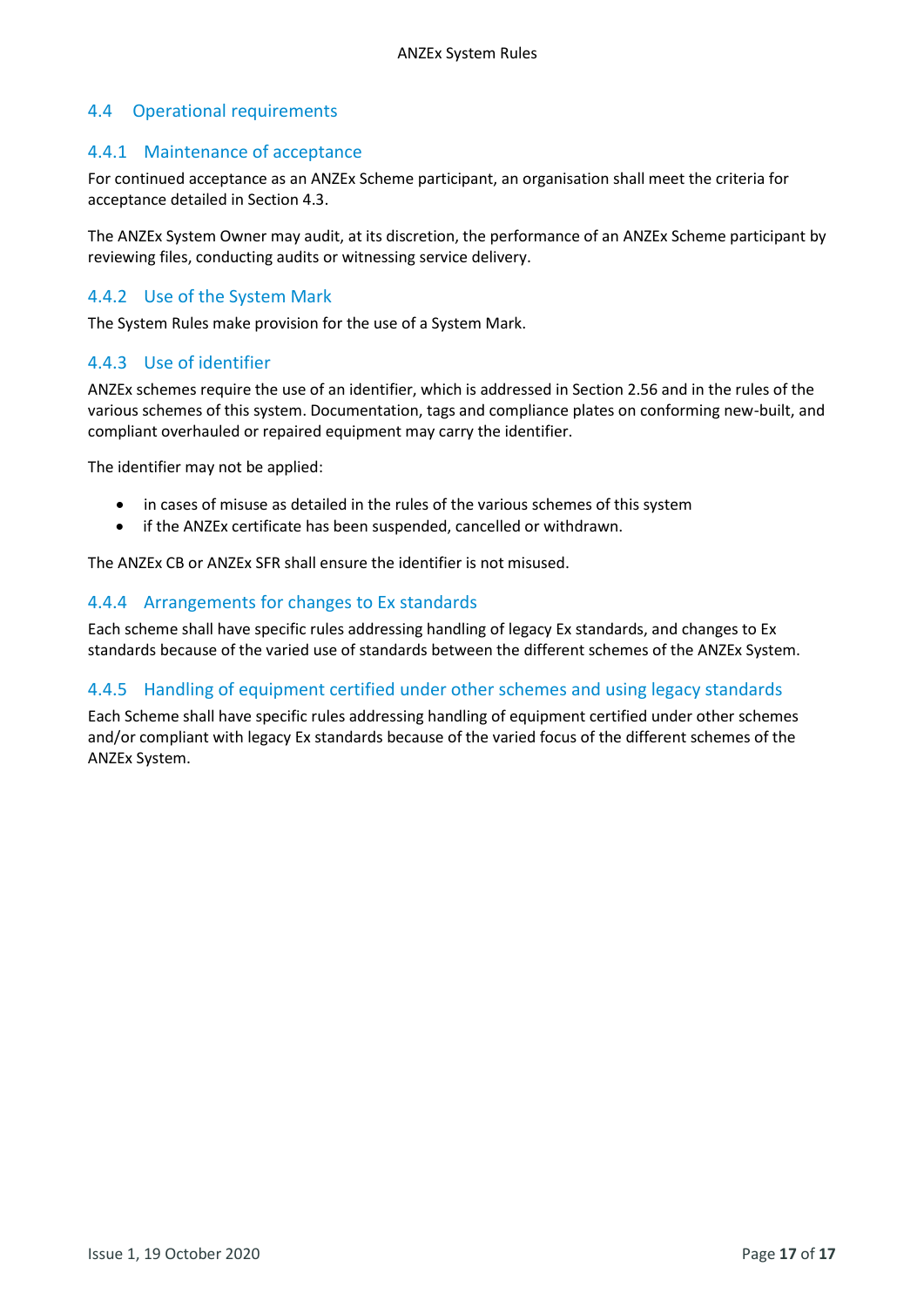## 4.4 Operational requirements

### 4.4.1 Maintenance of acceptance

For continued acceptance as an ANZEx Scheme participant, an organisation shall meet the criteria for acceptance detailed in Section 4.3.

The ANZEx System Owner may audit, at its discretion, the performance of an ANZEx Scheme participant by reviewing files, conducting audits or witnessing service delivery.

### 4.4.2 Use of the System Mark

The System Rules make provision for the use of a System Mark.

### 4.4.3 Use of identifier

ANZEx schemes require the use of an identifier, which is addressed in Section 2.56 and in the rules of the various schemes of this system. Documentation, tags and compliance plates on conforming new-built, and compliant overhauled or repaired equipment may carry the identifier.

The identifier may not be applied:

- in cases of misuse as detailed in the rules of the various schemes of this system
- if the ANZEx certificate has been suspended, cancelled or withdrawn.

The ANZEx CB or ANZEx SFR shall ensure the identifier is not misused.

### 4.4.4 Arrangements for changes to Ex standards

Each scheme shall have specific rules addressing handling of legacy Ex standards, and changes to Ex standards because of the varied use of standards between the different schemes of the ANZEx System.

### 4.4.5 Handling of equipment certified under other schemes and using legacy standards

Each Scheme shall have specific rules addressing handling of equipment certified under other schemes and/or compliant with legacy Ex standards because of the varied focus of the different schemes of the ANZEx System.